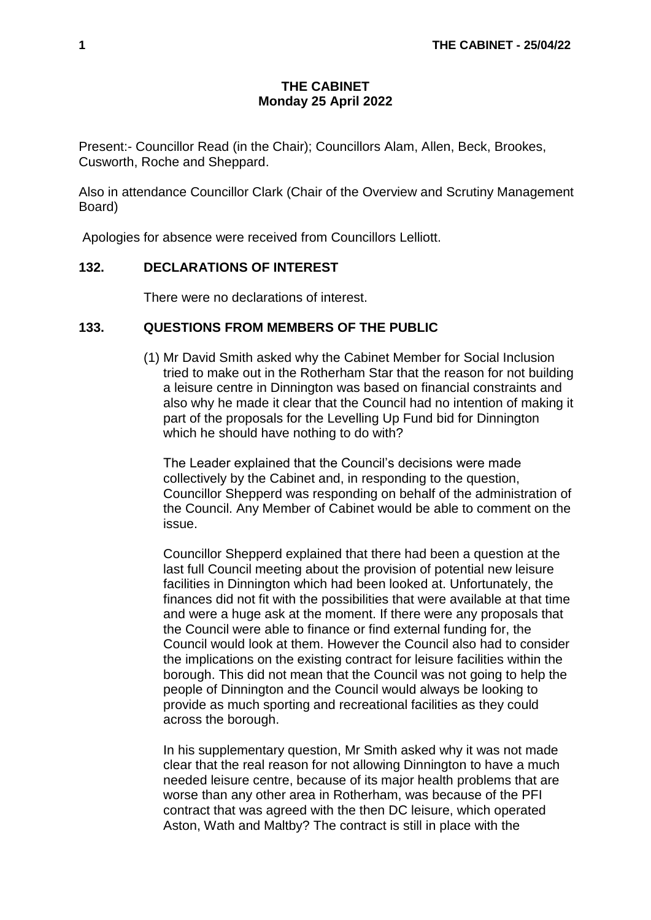# THE CABINET
## Monday 25 April 2022

Present:- Councillor Read (in the Chair); Councillors Alam, Allen, Beck, Brookes, Cusworth, Roche and Sheppard.

Also in attendance Councillor Clark (Chair of the Overview and Scrutiny Management Board)

Apologies for absence were received from Councillors Lelliott.

### 132. DECLARATIONS OF INTEREST

There were no declarations of interest.

### 133. QUESTIONS FROM MEMBERS OF THE PUBLIC

(1) Mr David Smith asked why the Cabinet Member for Social Inclusion tried to make out in the Rotherham Star that the reason for not building a leisure centre in Dinnington was based on financial constraints and also why he made it clear that the Council had no intention of making it part of the proposals for the Levelling Up Fund bid for Dinnington which he should have nothing to do with?

The Leader explained that the Council's decisions were made collectively by the Cabinet and, in responding to the question, Councillor Shepperd was responding on behalf of the administration of the Council. Any Member of Cabinet would be able to comment on the issue.

Councillor Shepperd explained that there had been a question at the last full Council meeting about the provision of potential new leisure facilities in Dinnington which had been looked at. Unfortunately, the finances did not fit with the possibilities that were available at that time and were a huge ask at the moment. If there were any proposals that the Council were able to finance or find external funding for, the Council would look at them. However the Council also had to consider the implications on the existing contract for leisure facilities within the borough. This did not mean that the Council was not going to help the people of Dinnington and the Council would always be looking to provide as much sporting and recreational facilities as they could across the borough.

In his supplementary question, Mr Smith asked why it was not made clear that the real reason for not allowing Dinnington to have a much needed leisure centre, because of its major health problems that are worse than any other area in Rotherham, was because of the PFI contract that was agreed with the then DC leisure, which operated Aston, Wath and Maltby? The contract is still in place with the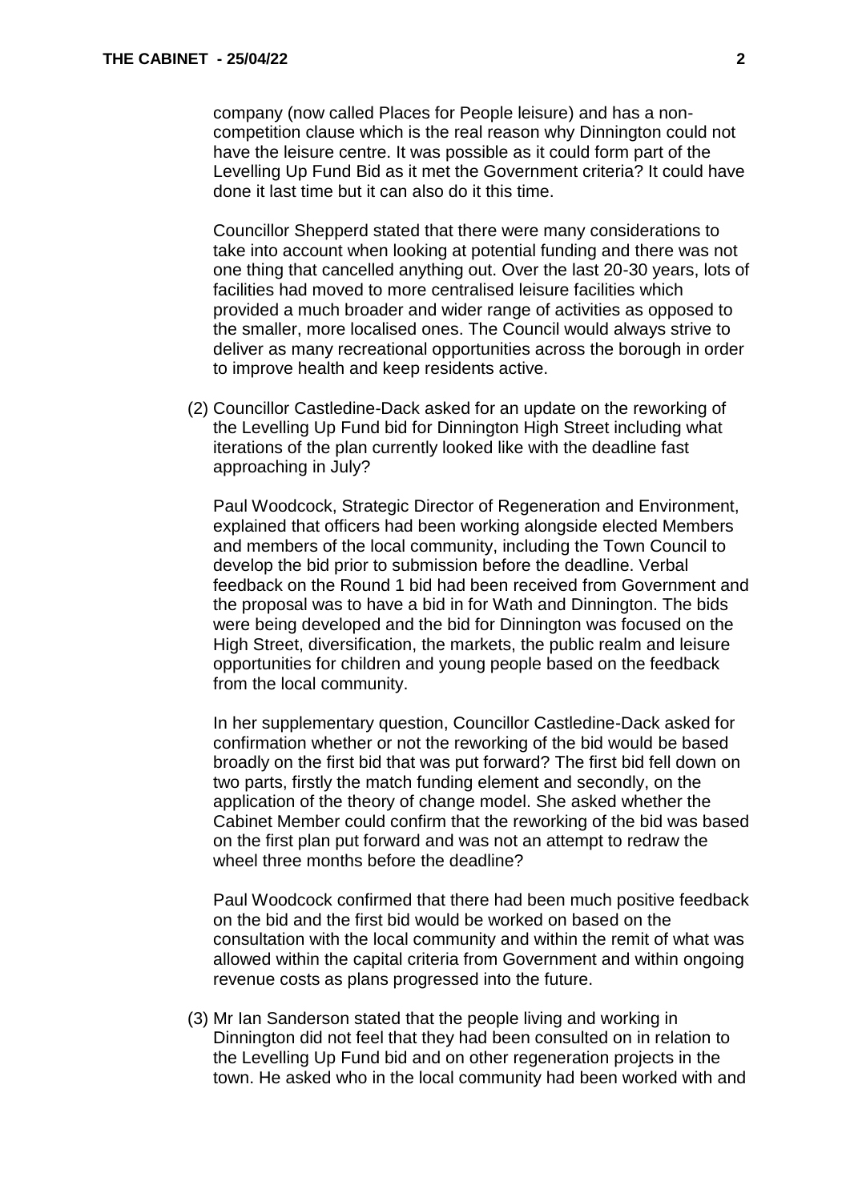company (now called Places for People leisure) and has a non-competition clause which is the real reason why Dinnington could not have the leisure centre. It was possible as it could form part of the Levelling Up Fund Bid as it met the Government criteria? It could have done it last time but it can also do it this time.

Councillor Shepperd stated that there were many considerations to take into account when looking at potential funding and there was not one thing that cancelled anything out. Over the last 20-30 years, lots of facilities had moved to more centralised leisure facilities which provided a much broader and wider range of activities as opposed to the smaller, more localised ones. The Council would always strive to deliver as many recreational opportunities across the borough in order to improve health and keep residents active.

(2) Councillor Castledine-Dack asked for an update on the reworking of the Levelling Up Fund bid for Dinnington High Street including what iterations of the plan currently looked like with the deadline fast approaching in July?

Paul Woodcock, Strategic Director of Regeneration and Environment, explained that officers had been working alongside elected Members and members of the local community, including the Town Council to develop the bid prior to submission before the deadline. Verbal feedback on the Round 1 bid had been received from Government and the proposal was to have a bid in for Wath and Dinnington. The bids were being developed and the bid for Dinnington was focused on the High Street, diversification, the markets, the public realm and leisure opportunities for children and young people based on the feedback from the local community.

In her supplementary question, Councillor Castledine-Dack asked for confirmation whether or not the reworking of the bid would be based broadly on the first bid that was put forward? The first bid fell down on two parts, firstly the match funding element and secondly, on the application of the theory of change model. She asked whether the Cabinet Member could confirm that the reworking of the bid was based on the first plan put forward and was not an attempt to redraw the wheel three months before the deadline?

Paul Woodcock confirmed that there had been much positive feedback on the bid and the first bid would be worked on based on the consultation with the local community and within the remit of what was allowed within the capital criteria from Government and within ongoing revenue costs as plans progressed into the future.

(3) Mr Ian Sanderson stated that the people living and working in Dinnington did not feel that they had been consulted on in relation to the Levelling Up Fund bid and on other regeneration projects in the town. He asked who in the local community had been worked with and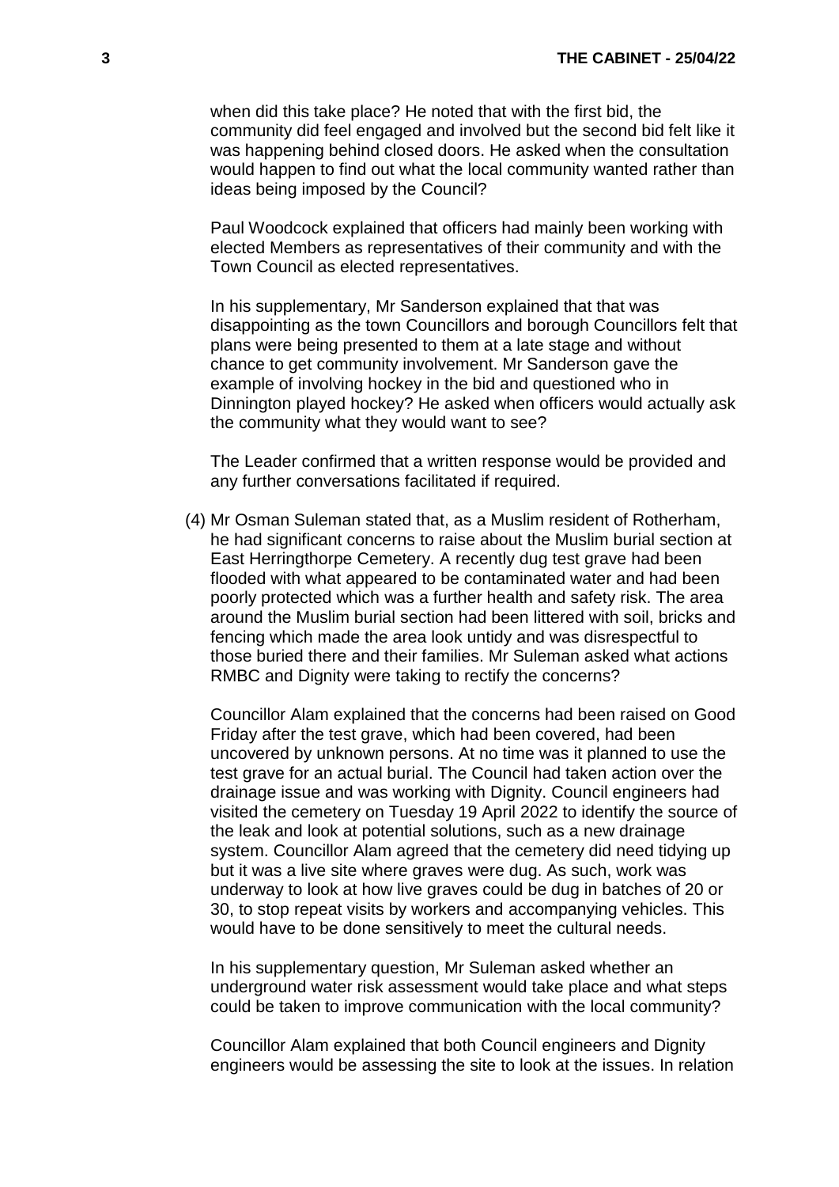when did this take place? He noted that with the first bid, the community did feel engaged and involved but the second bid felt like it was happening behind closed doors. He asked when the consultation would happen to find out what the local community wanted rather than ideas being imposed by the Council?

Paul Woodcock explained that officers had mainly been working with elected Members as representatives of their community and with the Town Council as elected representatives.

In his supplementary, Mr Sanderson explained that that was disappointing as the town Councillors and borough Councillors felt that plans were being presented to them at a late stage and without chance to get community involvement. Mr Sanderson gave the example of involving hockey in the bid and questioned who in Dinnington played hockey? He asked when officers would actually ask the community what they would want to see?

The Leader confirmed that a written response would be provided and any further conversations facilitated if required.

(4) Mr Osman Suleman stated that, as a Muslim resident of Rotherham, he had significant concerns to raise about the Muslim burial section at East Herringthorpe Cemetery. A recently dug test grave had been flooded with what appeared to be contaminated water and had been poorly protected which was a further health and safety risk. The area around the Muslim burial section had been littered with soil, bricks and fencing which made the area look untidy and was disrespectful to those buried there and their families. Mr Suleman asked what actions RMBC and Dignity were taking to rectify the concerns?

Councillor Alam explained that the concerns had been raised on Good Friday after the test grave, which had been covered, had been uncovered by unknown persons. At no time was it planned to use the test grave for an actual burial. The Council had taken action over the drainage issue and was working with Dignity. Council engineers had visited the cemetery on Tuesday 19 April 2022 to identify the source of the leak and look at potential solutions, such as a new drainage system. Councillor Alam agreed that the cemetery did need tidying up but it was a live site where graves were dug. As such, work was underway to look at how live graves could be dug in batches of 20 or 30, to stop repeat visits by workers and accompanying vehicles. This would have to be done sensitively to meet the cultural needs.

In his supplementary question, Mr Suleman asked whether an underground water risk assessment would take place and what steps could be taken to improve communication with the local community?

Councillor Alam explained that both Council engineers and Dignity engineers would be assessing the site to look at the issues. In relation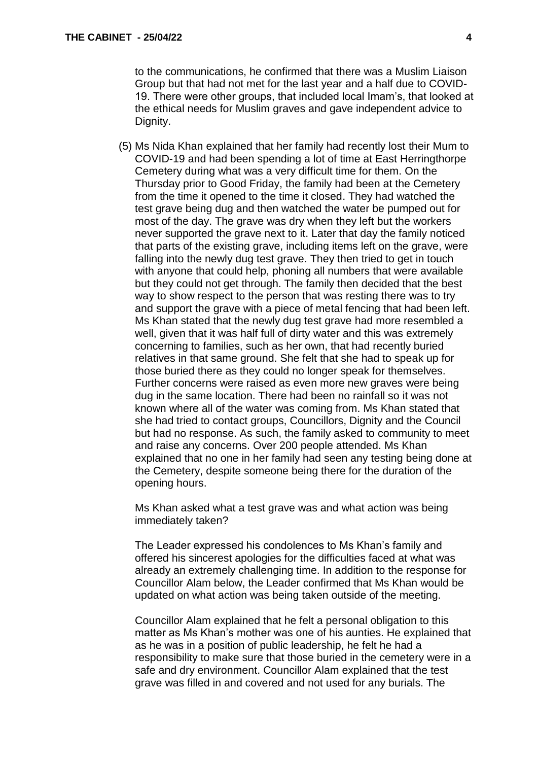to the communications, he confirmed that there was a Muslim Liaison Group but that had not met for the last year and a half due to COVID-19. There were other groups, that included local Imam's, that looked at the ethical needs for Muslim graves and gave independent advice to Dignity.

(5) Ms Nida Khan explained that her family had recently lost their Mum to COVID-19 and had been spending a lot of time at East Herringthorpe Cemetery during what was a very difficult time for them. On the Thursday prior to Good Friday, the family had been at the Cemetery from the time it opened to the time it closed. They had watched the test grave being dug and then watched the water be pumped out for most of the day. The grave was dry when they left but the workers never supported the grave next to it. Later that day the family noticed that parts of the existing grave, including items left on the grave, were falling into the newly dug test grave. They then tried to get in touch with anyone that could help, phoning all numbers that were available but they could not get through. The family then decided that the best way to show respect to the person that was resting there was to try and support the grave with a piece of metal fencing that had been left. Ms Khan stated that the newly dug test grave had more resembled a well, given that it was half full of dirty water and this was extremely concerning to families, such as her own, that had recently buried relatives in that same ground. She felt that she had to speak up for those buried there as they could no longer speak for themselves. Further concerns were raised as even more new graves were being dug in the same location. There had been no rainfall so it was not known where all of the water was coming from. Ms Khan stated that she had tried to contact groups, Councillors, Dignity and the Council but had no response. As such, the family asked to community to meet and raise any concerns. Over 200 people attended. Ms Khan explained that no one in her family had seen any testing being done at the Cemetery, despite someone being there for the duration of the opening hours.

Ms Khan asked what a test grave was and what action was being immediately taken?

The Leader expressed his condolences to Ms Khan's family and offered his sincerest apologies for the difficulties faced at what was already an extremely challenging time. In addition to the response for Councillor Alam below, the Leader confirmed that Ms Khan would be updated on what action was being taken outside of the meeting.

Councillor Alam explained that he felt a personal obligation to this matter as Ms Khan's mother was one of his aunties. He explained that as he was in a position of public leadership, he felt he had a responsibility to make sure that those buried in the cemetery were in a safe and dry environment. Councillor Alam explained that the test grave was filled in and covered and not used for any burials. The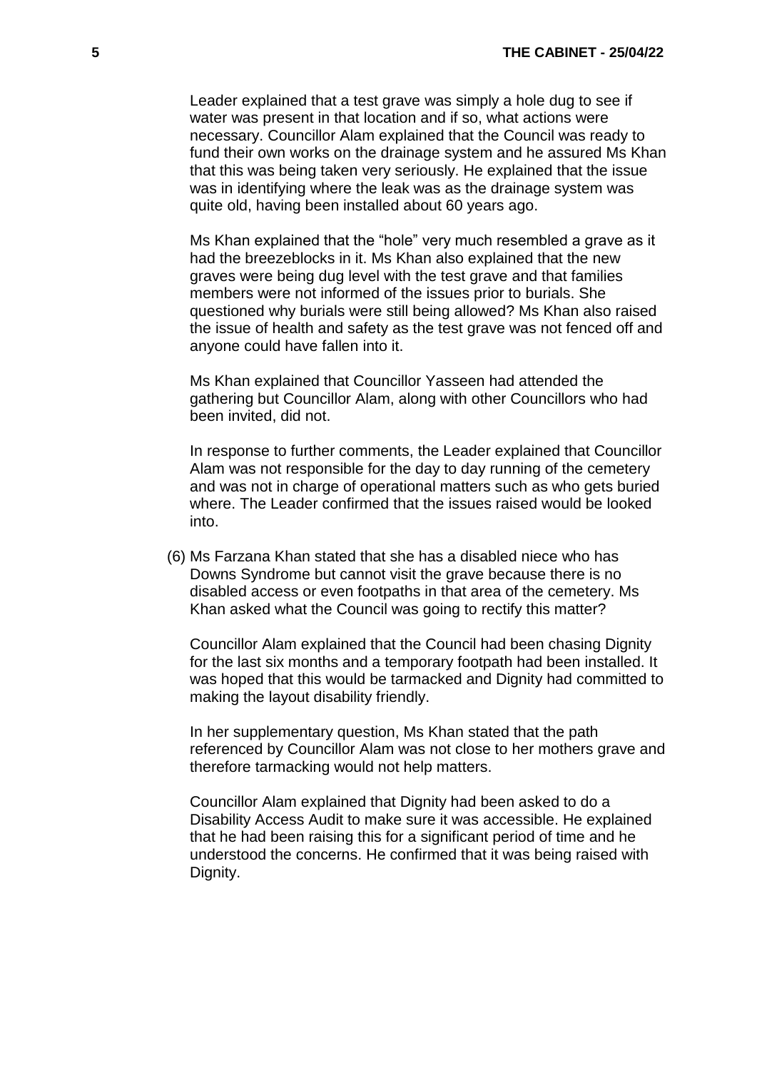Leader explained that a test grave was simply a hole dug to see if water was present in that location and if so, what actions were necessary. Councillor Alam explained that the Council was ready to fund their own works on the drainage system and he assured Ms Khan that this was being taken very seriously. He explained that the issue was in identifying where the leak was as the drainage system was quite old, having been installed about 60 years ago.

Ms Khan explained that the "hole" very much resembled a grave as it had the breezeblocks in it. Ms Khan also explained that the new graves were being dug level with the test grave and that families members were not informed of the issues prior to burials. She questioned why burials were still being allowed? Ms Khan also raised the issue of health and safety as the test grave was not fenced off and anyone could have fallen into it.

Ms Khan explained that Councillor Yasseen had attended the gathering but Councillor Alam, along with other Councillors who had been invited, did not.

In response to further comments, the Leader explained that Councillor Alam was not responsible for the day to day running of the cemetery and was not in charge of operational matters such as who gets buried where. The Leader confirmed that the issues raised would be looked into.

(6) Ms Farzana Khan stated that she has a disabled niece who has Downs Syndrome but cannot visit the grave because there is no disabled access or even footpaths in that area of the cemetery. Ms Khan asked what the Council was going to rectify this matter?

Councillor Alam explained that the Council had been chasing Dignity for the last six months and a temporary footpath had been installed. It was hoped that this would be tarmacked and Dignity had committed to making the layout disability friendly.

In her supplementary question, Ms Khan stated that the path referenced by Councillor Alam was not close to her mothers grave and therefore tarmacking would not help matters.

Councillor Alam explained that Dignity had been asked to do a Disability Access Audit to make sure it was accessible. He explained that he had been raising this for a significant period of time and he understood the concerns. He confirmed that it was being raised with Dignity.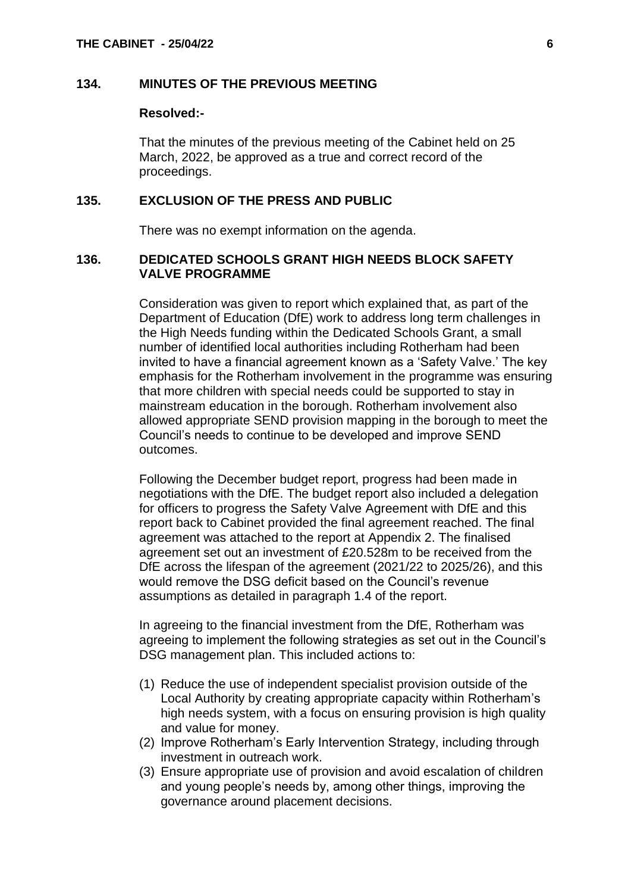## 134. MINUTES OF THE PREVIOUS MEETING

**Resolved:-**

That the minutes of the previous meeting of the Cabinet held on 25 March, 2022, be approved as a true and correct record of the proceedings.

## 135. EXCLUSION OF THE PRESS AND PUBLIC

There was no exempt information on the agenda.

## 136. DEDICATED SCHOOLS GRANT HIGH NEEDS BLOCK SAFETY VALVE PROGRAMME

Consideration was given to report which explained that, as part of the Department of Education (DfE) work to address long term challenges in the High Needs funding within the Dedicated Schools Grant, a small number of identified local authorities including Rotherham had been invited to have a financial agreement known as a 'Safety Valve.' The key emphasis for the Rotherham involvement in the programme was ensuring that more children with special needs could be supported to stay in mainstream education in the borough. Rotherham involvement also allowed appropriate SEND provision mapping in the borough to meet the Council's needs to continue to be developed and improve SEND outcomes.

Following the December budget report, progress had been made in negotiations with the DfE. The budget report also included a delegation for officers to progress the Safety Valve Agreement with DfE and this report back to Cabinet provided the final agreement reached. The final agreement was attached to the report at Appendix 2. The finalised agreement set out an investment of £20.528m to be received from the DfE across the lifespan of the agreement (2021/22 to 2025/26), and this would remove the DSG deficit based on the Council's revenue assumptions as detailed in paragraph 1.4 of the report.

In agreeing to the financial investment from the DfE, Rotherham was agreeing to implement the following strategies as set out in the Council's DSG management plan. This included actions to:

(1) Reduce the use of independent specialist provision outside of the Local Authority by creating appropriate capacity within Rotherham's high needs system, with a focus on ensuring provision is high quality and value for money.
(2) Improve Rotherham's Early Intervention Strategy, including through investment in outreach work.
(3) Ensure appropriate use of provision and avoid escalation of children and young people's needs by, among other things, improving the governance around placement decisions.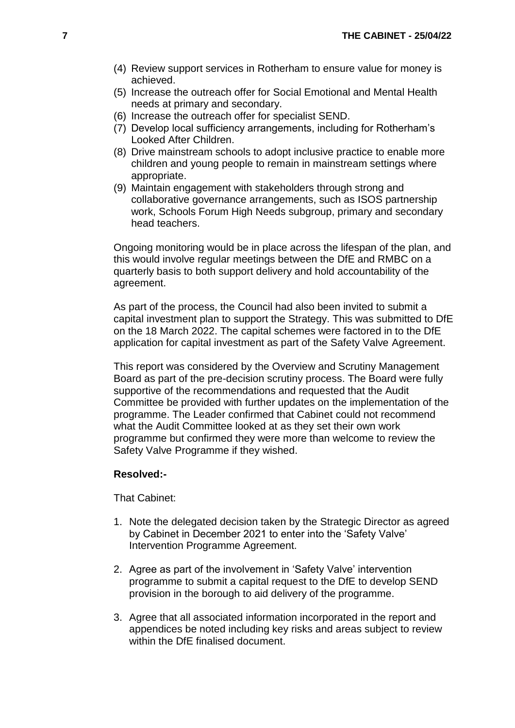(4) Review support services in Rotherham to ensure value for money is achieved.
(5) Increase the outreach offer for Social Emotional and Mental Health needs at primary and secondary.
(6) Increase the outreach offer for specialist SEND.
(7) Develop local sufficiency arrangements, including for Rotherham's Looked After Children.
(8) Drive mainstream schools to adopt inclusive practice to enable more children and young people to remain in mainstream settings where appropriate.
(9) Maintain engagement with stakeholders through strong and collaborative governance arrangements, such as ISOS partnership work, Schools Forum High Needs subgroup, primary and secondary head teachers.

Ongoing monitoring would be in place across the lifespan of the plan, and this would involve regular meetings between the DfE and RMBC on a quarterly basis to both support delivery and hold accountability of the agreement.

As part of the process, the Council had also been invited to submit a capital investment plan to support the Strategy. This was submitted to DfE on the 18 March 2022. The capital schemes were factored in to the DfE application for capital investment as part of the Safety Valve Agreement.

This report was considered by the Overview and Scrutiny Management Board as part of the pre-decision scrutiny process. The Board were fully supportive of the recommendations and requested that the Audit Committee be provided with further updates on the implementation of the programme. The Leader confirmed that Cabinet could not recommend what the Audit Committee looked at as they set their own work programme but confirmed they were more than welcome to review the Safety Valve Programme if they wished.

**Resolved:-**

That Cabinet:

1. Note the delegated decision taken by the Strategic Director as agreed by Cabinet in December 2021 to enter into the 'Safety Valve' Intervention Programme Agreement.

2. Agree as part of the involvement in 'Safety Valve' intervention programme to submit a capital request to the DfE to develop SEND provision in the borough to aid delivery of the programme.

3. Agree that all associated information incorporated in the report and appendices be noted including key risks and areas subject to review within the DfE finalised document.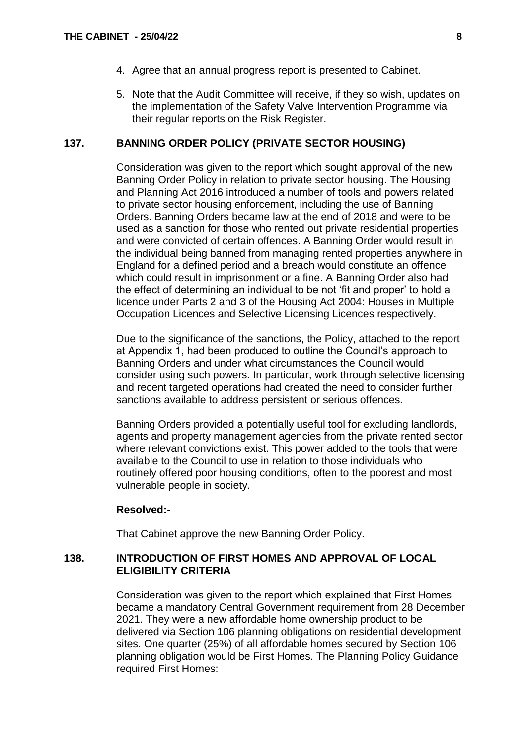4. Agree that an annual progress report is presented to Cabinet.

5. Note that the Audit Committee will receive, if they so wish, updates on the implementation of the Safety Valve Intervention Programme via their regular reports on the Risk Register.

## 137. BANNING ORDER POLICY (PRIVATE SECTOR HOUSING)

Consideration was given to the report which sought approval of the new Banning Order Policy in relation to private sector housing. The Housing and Planning Act 2016 introduced a number of tools and powers related to private sector housing enforcement, including the use of Banning Orders. Banning Orders became law at the end of 2018 and were to be used as a sanction for those who rented out private residential properties and were convicted of certain offences. A Banning Order would result in the individual being banned from managing rented properties anywhere in England for a defined period and a breach would constitute an offence which could result in imprisonment or a fine. A Banning Order also had the effect of determining an individual to be not 'fit and proper' to hold a licence under Parts 2 and 3 of the Housing Act 2004: Houses in Multiple Occupation Licences and Selective Licensing Licences respectively.

Due to the significance of the sanctions, the Policy, attached to the report at Appendix 1, had been produced to outline the Council's approach to Banning Orders and under what circumstances the Council would consider using such powers. In particular, work through selective licensing and recent targeted operations had created the need to consider further sanctions available to address persistent or serious offences.

Banning Orders provided a potentially useful tool for excluding landlords, agents and property management agencies from the private rented sector where relevant convictions exist. This power added to the tools that were available to the Council to use in relation to those individuals who routinely offered poor housing conditions, often to the poorest and most vulnerable people in society.

**Resolved:-**

That Cabinet approve the new Banning Order Policy.

## 138. INTRODUCTION OF FIRST HOMES AND APPROVAL OF LOCAL ELIGIBILITY CRITERIA

Consideration was given to the report which explained that First Homes became a mandatory Central Government requirement from 28 December 2021. They were a new affordable home ownership product to be delivered via Section 106 planning obligations on residential development sites. One quarter (25%) of all affordable homes secured by Section 106 planning obligation would be First Homes. The Planning Policy Guidance required First Homes: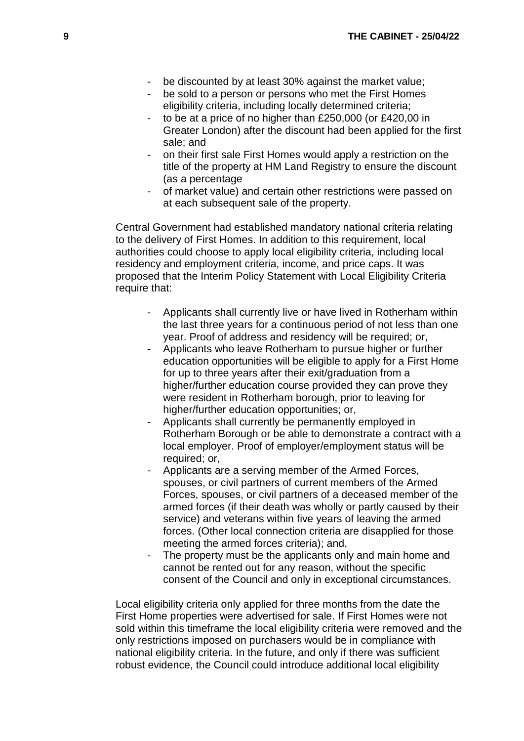- be discounted by at least 30% against the market value;
- be sold to a person or persons who met the First Homes eligibility criteria, including locally determined criteria;
- to be at a price of no higher than £250,000 (or £420,00 in Greater London) after the discount had been applied for the first sale; and
- on their first sale First Homes would apply a restriction on the title of the property at HM Land Registry to ensure the discount (as a percentage
- of market value) and certain other restrictions were passed on at each subsequent sale of the property.

Central Government had established mandatory national criteria relating to the delivery of First Homes. In addition to this requirement, local authorities could choose to apply local eligibility criteria, including local residency and employment criteria, income, and price caps. It was proposed that the Interim Policy Statement with Local Eligibility Criteria require that:

- Applicants shall currently live or have lived in Rotherham within the last three years for a continuous period of not less than one year. Proof of address and residency will be required; or,
- Applicants who leave Rotherham to pursue higher or further education opportunities will be eligible to apply for a First Home for up to three years after their exit/graduation from a higher/further education course provided they can prove they were resident in Rotherham borough, prior to leaving for higher/further education opportunities; or,
- Applicants shall currently be permanently employed in Rotherham Borough or be able to demonstrate a contract with a local employer. Proof of employer/employment status will be required; or,
- Applicants are a serving member of the Armed Forces, spouses, or civil partners of current members of the Armed Forces, spouses, or civil partners of a deceased member of the armed forces (if their death was wholly or partly caused by their service) and veterans within five years of leaving the armed forces. (Other local connection criteria are disapplied for those meeting the armed forces criteria); and,
- The property must be the applicants only and main home and cannot be rented out for any reason, without the specific consent of the Council and only in exceptional circumstances.

Local eligibility criteria only applied for three months from the date the First Home properties were advertised for sale. If First Homes were not sold within this timeframe the local eligibility criteria were removed and the only restrictions imposed on purchasers would be in compliance with national eligibility criteria. In the future, and only if there was sufficient robust evidence, the Council could introduce additional local eligibility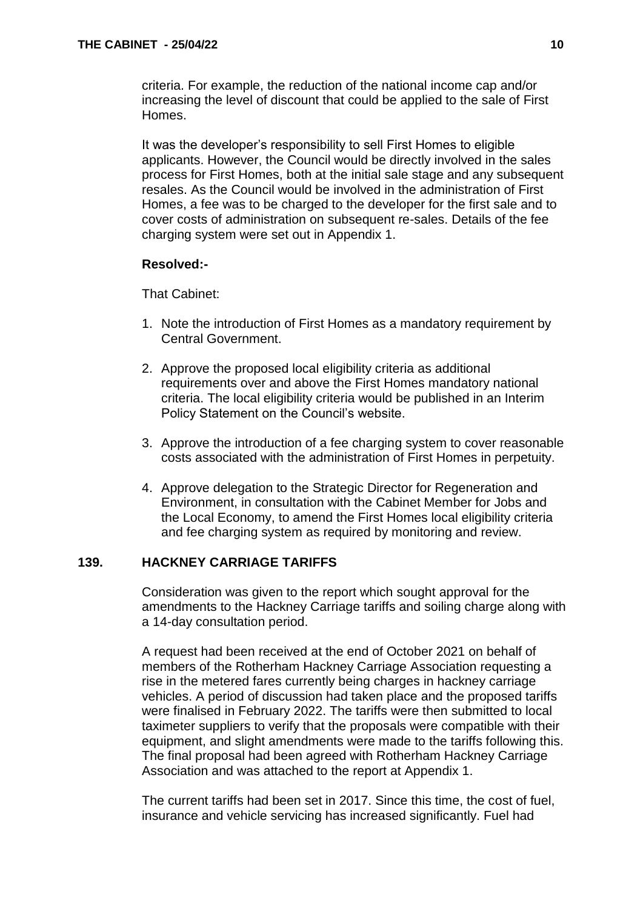criteria. For example, the reduction of the national income cap and/or increasing the level of discount that could be applied to the sale of First Homes.

It was the developer's responsibility to sell First Homes to eligible applicants. However, the Council would be directly involved in the sales process for First Homes, both at the initial sale stage and any subsequent resales. As the Council would be involved in the administration of First Homes, a fee was to be charged to the developer for the first sale and to cover costs of administration on subsequent re-sales. Details of the fee charging system were set out in Appendix 1.

**Resolved:-**

That Cabinet:

1. Note the introduction of First Homes as a mandatory requirement by Central Government.

2. Approve the proposed local eligibility criteria as additional requirements over and above the First Homes mandatory national criteria. The local eligibility criteria would be published in an Interim Policy Statement on the Council's website.

3. Approve the introduction of a fee charging system to cover reasonable costs associated with the administration of First Homes in perpetuity.

4. Approve delegation to the Strategic Director for Regeneration and Environment, in consultation with the Cabinet Member for Jobs and the Local Economy, to amend the First Homes local eligibility criteria and fee charging system as required by monitoring and review.

## 139. HACKNEY CARRIAGE TARIFFS

Consideration was given to the report which sought approval for the amendments to the Hackney Carriage tariffs and soiling charge along with a 14-day consultation period.

A request had been received at the end of October 2021 on behalf of members of the Rotherham Hackney Carriage Association requesting a rise in the metered fares currently being charges in hackney carriage vehicles. A period of discussion had taken place and the proposed tariffs were finalised in February 2022. The tariffs were then submitted to local taximeter suppliers to verify that the proposals were compatible with their equipment, and slight amendments were made to the tariffs following this. The final proposal had been agreed with Rotherham Hackney Carriage Association and was attached to the report at Appendix 1.

The current tariffs had been set in 2017. Since this time, the cost of fuel, insurance and vehicle servicing has increased significantly. Fuel had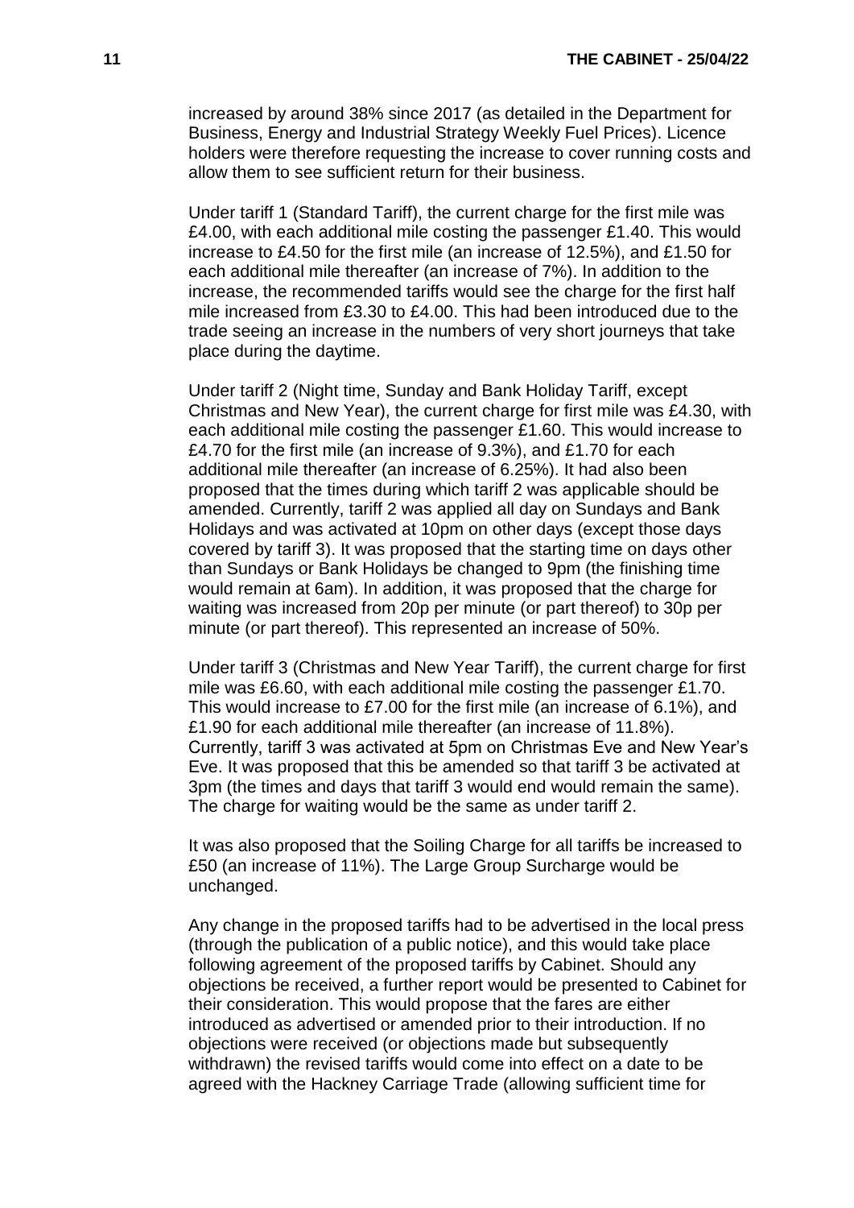increased by around 38% since 2017 (as detailed in the Department for Business, Energy and Industrial Strategy Weekly Fuel Prices). Licence holders were therefore requesting the increase to cover running costs and allow them to see sufficient return for their business.

Under tariff 1 (Standard Tariff), the current charge for the first mile was £4.00, with each additional mile costing the passenger £1.40. This would increase to £4.50 for the first mile (an increase of 12.5%), and £1.50 for each additional mile thereafter (an increase of 7%). In addition to the increase, the recommended tariffs would see the charge for the first half mile increased from £3.30 to £4.00. This had been introduced due to the trade seeing an increase in the numbers of very short journeys that take place during the daytime.

Under tariff 2 (Night time, Sunday and Bank Holiday Tariff, except Christmas and New Year), the current charge for first mile was £4.30, with each additional mile costing the passenger £1.60. This would increase to £4.70 for the first mile (an increase of 9.3%), and £1.70 for each additional mile thereafter (an increase of 6.25%). It had also been proposed that the times during which tariff 2 was applicable should be amended. Currently, tariff 2 was applied all day on Sundays and Bank Holidays and was activated at 10pm on other days (except those days covered by tariff 3). It was proposed that the starting time on days other than Sundays or Bank Holidays be changed to 9pm (the finishing time would remain at 6am). In addition, it was proposed that the charge for waiting was increased from 20p per minute (or part thereof) to 30p per minute (or part thereof). This represented an increase of 50%.

Under tariff 3 (Christmas and New Year Tariff), the current charge for first mile was £6.60, with each additional mile costing the passenger £1.70. This would increase to £7.00 for the first mile (an increase of 6.1%), and £1.90 for each additional mile thereafter (an increase of 11.8%). Currently, tariff 3 was activated at 5pm on Christmas Eve and New Year's Eve. It was proposed that this be amended so that tariff 3 be activated at 3pm (the times and days that tariff 3 would end would remain the same). The charge for waiting would be the same as under tariff 2.

It was also proposed that the Soiling Charge for all tariffs be increased to £50 (an increase of 11%). The Large Group Surcharge would be unchanged.

Any change in the proposed tariffs had to be advertised in the local press (through the publication of a public notice), and this would take place following agreement of the proposed tariffs by Cabinet. Should any objections be received, a further report would be presented to Cabinet for their consideration. This would propose that the fares are either introduced as advertised or amended prior to their introduction. If no objections were received (or objections made but subsequently withdrawn) the revised tariffs would come into effect on a date to be agreed with the Hackney Carriage Trade (allowing sufficient time for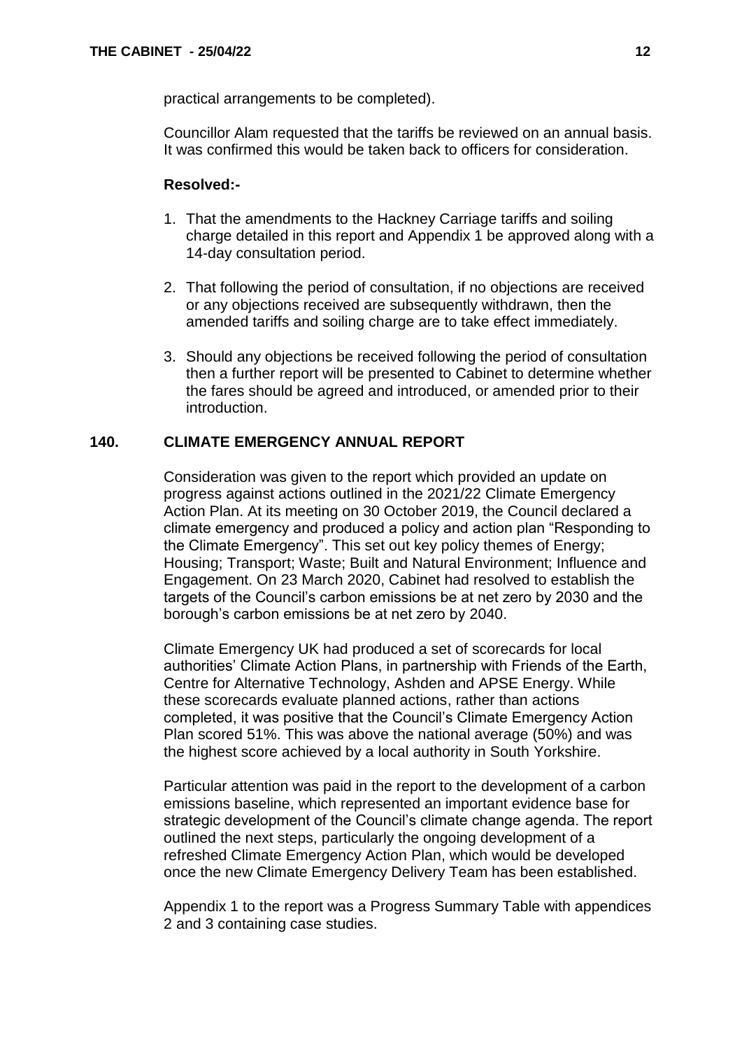practical arrangements to be completed).

Councillor Alam requested that the tariffs be reviewed on an annual basis. It was confirmed this would be taken back to officers for consideration.

**Resolved:-**

1. That the amendments to the Hackney Carriage tariffs and soiling charge detailed in this report and Appendix 1 be approved along with a 14-day consultation period.

2. That following the period of consultation, if no objections are received or any objections received are subsequently withdrawn, then the amended tariffs and soiling charge are to take effect immediately.

3. Should any objections be received following the period of consultation then a further report will be presented to Cabinet to determine whether the fares should be agreed and introduced, or amended prior to their introduction.

## 140. CLIMATE EMERGENCY ANNUAL REPORT

Consideration was given to the report which provided an update on progress against actions outlined in the 2021/22 Climate Emergency Action Plan. At its meeting on 30 October 2019, the Council declared a climate emergency and produced a policy and action plan "Responding to the Climate Emergency". This set out key policy themes of Energy; Housing; Transport; Waste; Built and Natural Environment; Influence and Engagement. On 23 March 2020, Cabinet had resolved to establish the targets of the Council's carbon emissions be at net zero by 2030 and the borough's carbon emissions be at net zero by 2040.

Climate Emergency UK had produced a set of scorecards for local authorities' Climate Action Plans, in partnership with Friends of the Earth, Centre for Alternative Technology, Ashden and APSE Energy. While these scorecards evaluate planned actions, rather than actions completed, it was positive that the Council's Climate Emergency Action Plan scored 51%. This was above the national average (50%) and was the highest score achieved by a local authority in South Yorkshire.

Particular attention was paid in the report to the development of a carbon emissions baseline, which represented an important evidence base for strategic development of the Council's climate change agenda. The report outlined the next steps, particularly the ongoing development of a refreshed Climate Emergency Action Plan, which would be developed once the new Climate Emergency Delivery Team has been established.

Appendix 1 to the report was a Progress Summary Table with appendices 2 and 3 containing case studies.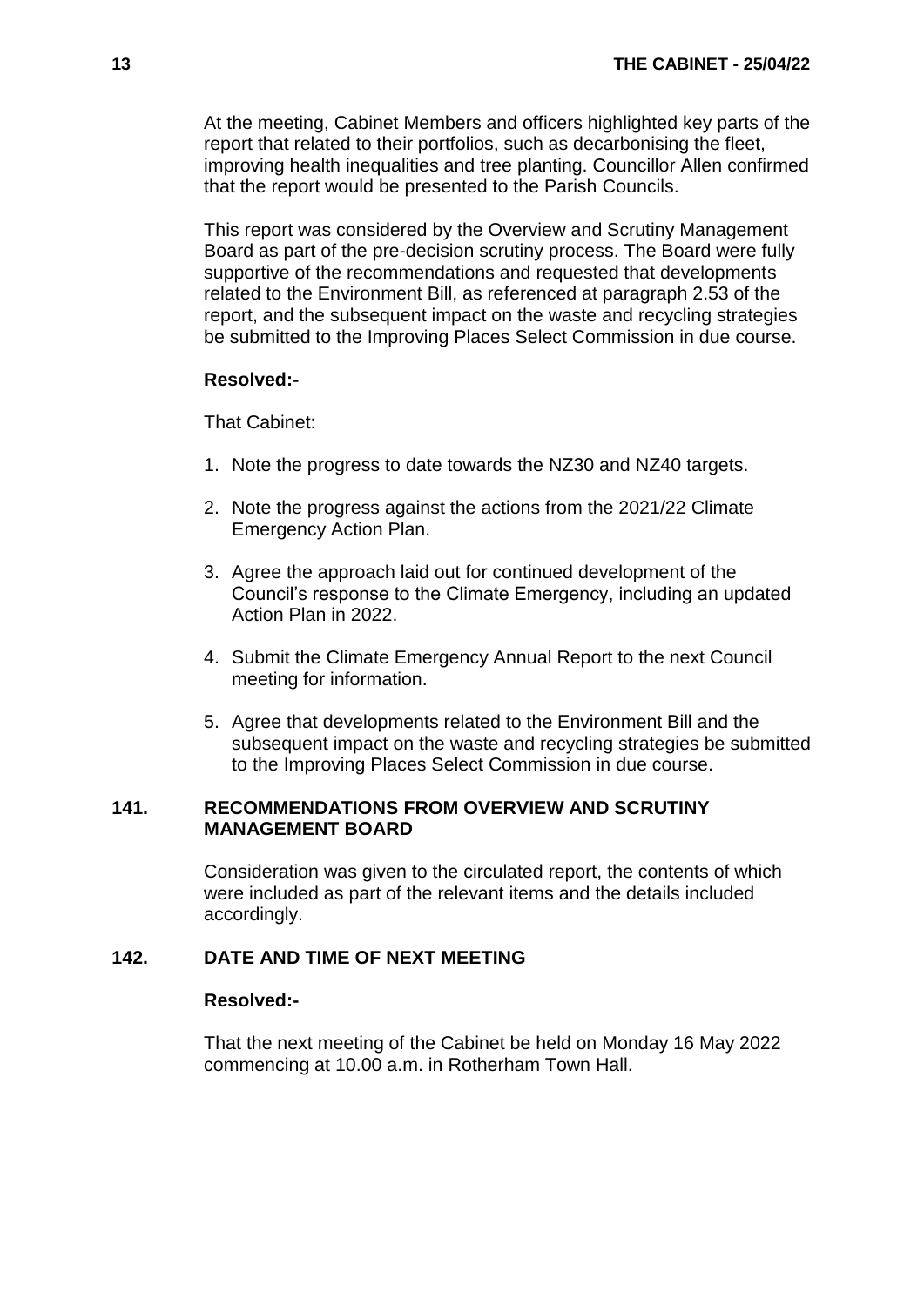At the meeting, Cabinet Members and officers highlighted key parts of the report that related to their portfolios, such as decarbonising the fleet, improving health inequalities and tree planting. Councillor Allen confirmed that the report would be presented to the Parish Councils.

This report was considered by the Overview and Scrutiny Management Board as part of the pre-decision scrutiny process. The Board were fully supportive of the recommendations and requested that developments related to the Environment Bill, as referenced at paragraph 2.53 of the report, and the subsequent impact on the waste and recycling strategies be submitted to the Improving Places Select Commission in due course.

**Resolved:-**

That Cabinet:

1. Note the progress to date towards the NZ30 and NZ40 targets.
2. Note the progress against the actions from the 2021/22 Climate Emergency Action Plan.
3. Agree the approach laid out for continued development of the Council's response to the Climate Emergency, including an updated Action Plan in 2022.
4. Submit the Climate Emergency Annual Report to the next Council meeting for information.
5. Agree that developments related to the Environment Bill and the subsequent impact on the waste and recycling strategies be submitted to the Improving Places Select Commission in due course.

## 141. RECOMMENDATIONS FROM OVERVIEW AND SCRUTINY MANAGEMENT BOARD

Consideration was given to the circulated report, the contents of which were included as part of the relevant items and the details included accordingly.

## 142. DATE AND TIME OF NEXT MEETING

**Resolved:-**

That the next meeting of the Cabinet be held on Monday 16 May 2022 commencing at 10.00 a.m. in Rotherham Town Hall.